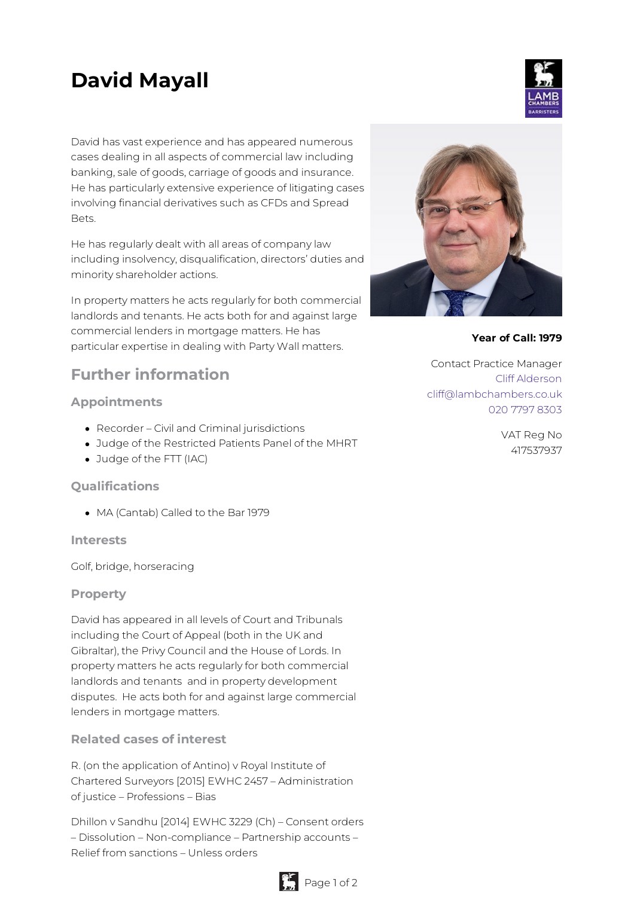# David Mayall

David has vast experience and has appeared numerous cases dealing in all aspects of commercial law including banking, sale of goods, carriage of goods and insurance. He has particularly extensive experience of litigating cases involving financial derivatives such as CFDs and Spread Bets.

He has regularly dealt with all areas of company law including insolvency, disqualification, directors' duties and minority shareholder actions.

In property matters he acts regularly for both commercial landlords and tenants. He acts both for and against large commercial lenders in mortgage matters. He has particular expertise in dealing with Party Wall matters.

**Year of Call: 1979**

Contact Practice Manager
Cliff Alderson
cliff@lambchambers.co.uk
020 7797 8303

VAT Reg No
417537937

## Further information

### Appointments

- Recorder – Civil and Criminal jurisdictions
- Judge of the Restricted Patients Panel of the MHRT
- Judge of the FTT (IAC)

### Qualifications

- MA (Cantab) Called to the Bar 1979

### Interests

Golf, bridge, horseracing

### Property

David has appeared in all levels of Court and Tribunals including the Court of Appeal (both in the UK and Gibraltar), the Privy Council and the House of Lords. In property matters he acts regularly for both commercial landlords and tenants and in property development disputes. He acts both for and against large commercial lenders in mortgage matters.

### Related cases of interest

R. (on the application of Antino) v Royal Institute of Chartered Surveyors [2015] EWHC 2457 – Administration of justice – Professions – Bias

Dhillon v Sandhu [2014] EWHC 3229 (Ch) – Consent orders – Dissolution – Non-compliance – Partnership accounts – Relief from sanctions – Unless orders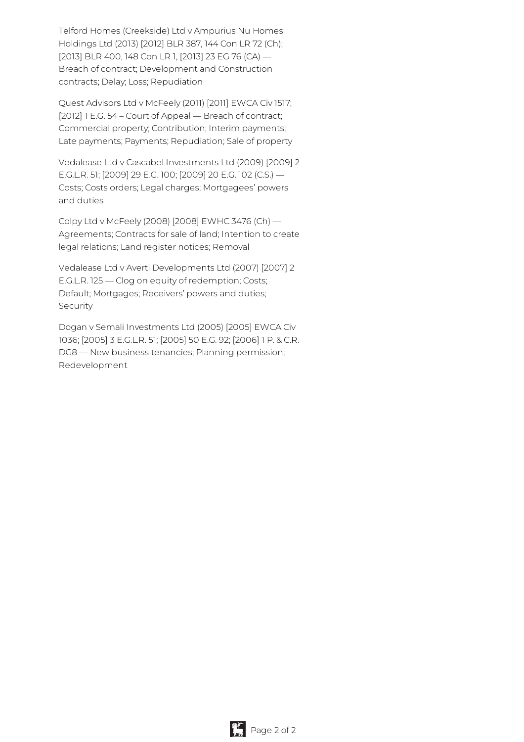Telford Homes (Creekside) Ltd v Ampurius Nu Homes Holdings Ltd (2013) [2012] BLR 387, 144 Con LR 72 (Ch); [2013] BLR 400, 148 Con LR 1, [2013] 23 EG 76 (CA) — Breach of contract; Development and Construction contracts; Delay; Loss; Repudiation

Quest Advisors Ltd v McFeely (2011) [2011] EWCA Civ 1517; [2012] 1 E.G. 54 – Court of Appeal — Breach of contract; Commercial property; Contribution; Interim payments; Late payments; Payments; Repudiation; Sale of property

Vedalease Ltd v Cascabel Investments Ltd (2009) [2009] 2 E.G.L.R. 51; [2009] 29 E.G. 100; [2009] 20 E.G. 102 (C.S.) — Costs; Costs orders; Legal charges; Mortgagees' powers and duties

Colpy Ltd v McFeely (2008) [2008] EWHC 3476 (Ch) — Agreements; Contracts for sale of land; Intention to create legal relations; Land register notices; Removal

Vedalease Ltd v Averti Developments Ltd (2007) [2007] 2 E.G.L.R. 125 — Clog on equity of redemption; Costs; Default; Mortgages; Receivers' powers and duties; Security

Dogan v Semali Investments Ltd (2005) [2005] EWCA Civ 1036; [2005] 3 E.G.L.R. 51; [2005] 50 E.G. 92; [2006] 1 P. & C.R. DG8 — New business tenancies; Planning permission; Redevelopment